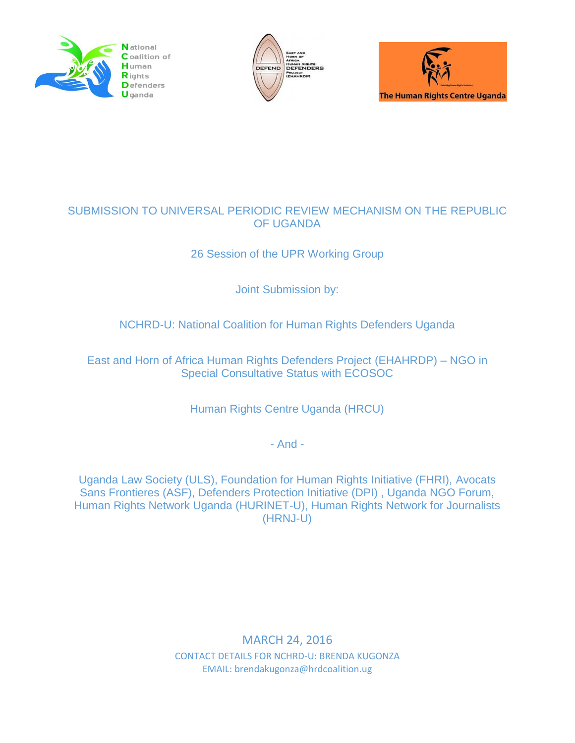# SUBMISSION TO UNIVERSAL PERIODIC REVIEW MECHANISM ON THE REPUBLIC OF UGANDA

26 Session of the UPR Working Group

Joint Submission by:

NCHRD-U: National Coalition for Human Rights Defenders Uganda

East and Horn of Africa Human Rights Defenders Project (EHAHRDP) – NGO in Special Consultative Status with ECOSOC

Human Rights Centre Uganda (HRCU)

- And -

Uganda Law Society (ULS), Foundation for Human Rights Initiative (FHRI), Avocats Sans Frontieres (ASF), Defenders Protection Initiative (DPI) , Uganda NGO Forum, Human Rights Network Uganda (HURINET-U), Human Rights Network for Journalists (HRNJ-U)

MARCH 24, 2016

CONTACT DETAILS FOR NCHRD-U: BRENDA KUGONZA

EMAIL: brendakugonza@hrdcoalition.ug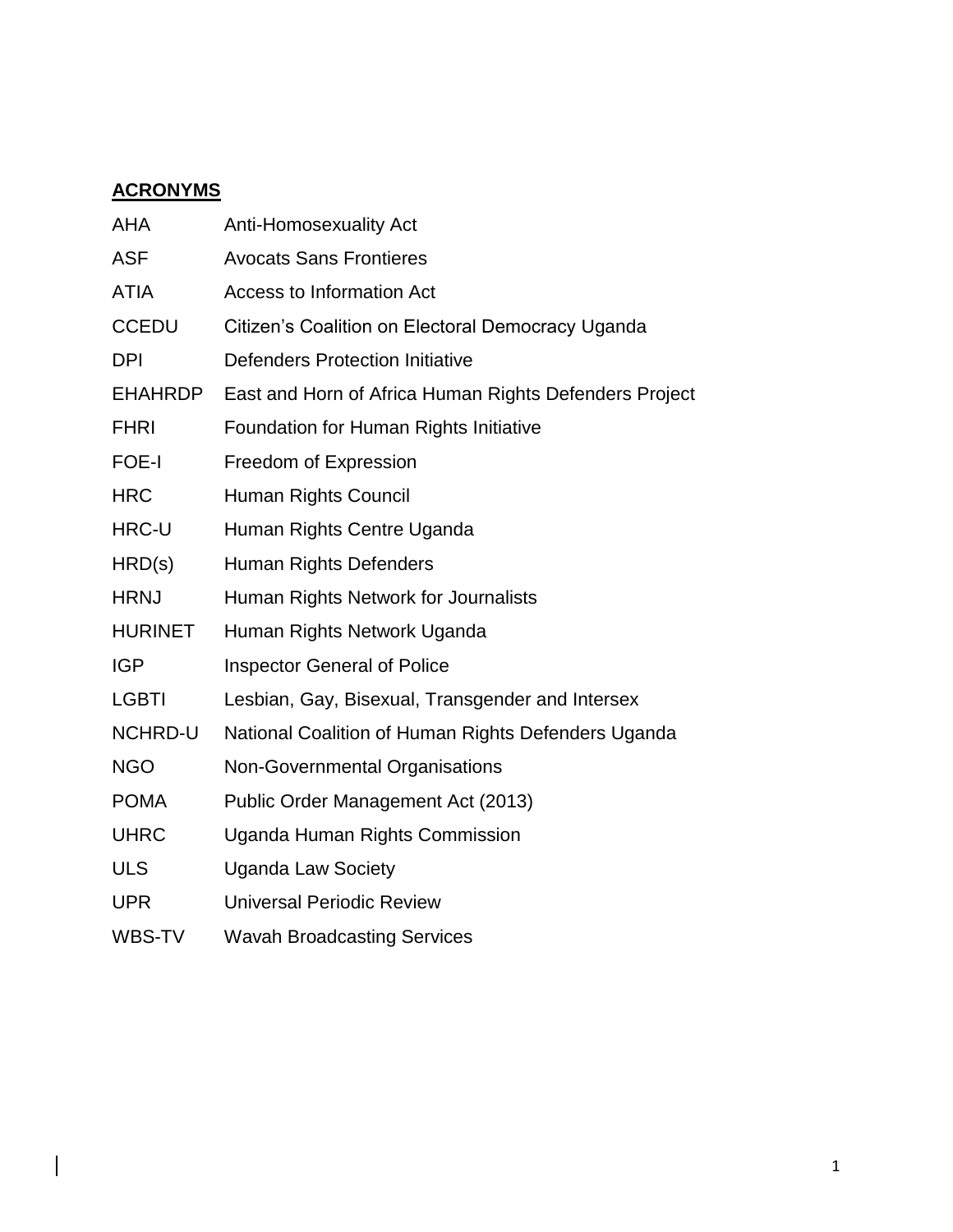**ACRONYMS**

| | |
|---|---|
| AHA | Anti-Homosexuality Act |
| ASF | Avocats Sans Frontieres |
| ATIA | Access to Information Act |
| CCEDU | Citizen's Coalition on Electoral Democracy Uganda |
| DPI | Defenders Protection Initiative |
| EHAHRDP | East and Horn of Africa Human Rights Defenders Project |
| FHRI | Foundation for Human Rights Initiative |
| FOE-I | Freedom of Expression |
| HRC | Human Rights Council |
| HRC-U | Human Rights Centre Uganda |
| HRD(s) | Human Rights Defenders |
| HRNJ | Human Rights Network for Journalists |
| HURINET | Human Rights Network Uganda |
| IGP | Inspector General of Police |
| LGBTI | Lesbian, Gay, Bisexual, Transgender and Intersex |
| NCHRD-U | National Coalition of Human Rights Defenders Uganda |
| NGO | Non-Governmental Organisations |
| POMA | Public Order Management Act (2013) |
| UHRC | Uganda Human Rights Commission |
| ULS | Uganda Law Society |
| UPR | Universal Periodic Review |
| WBS-TV | Wavah Broadcasting Services |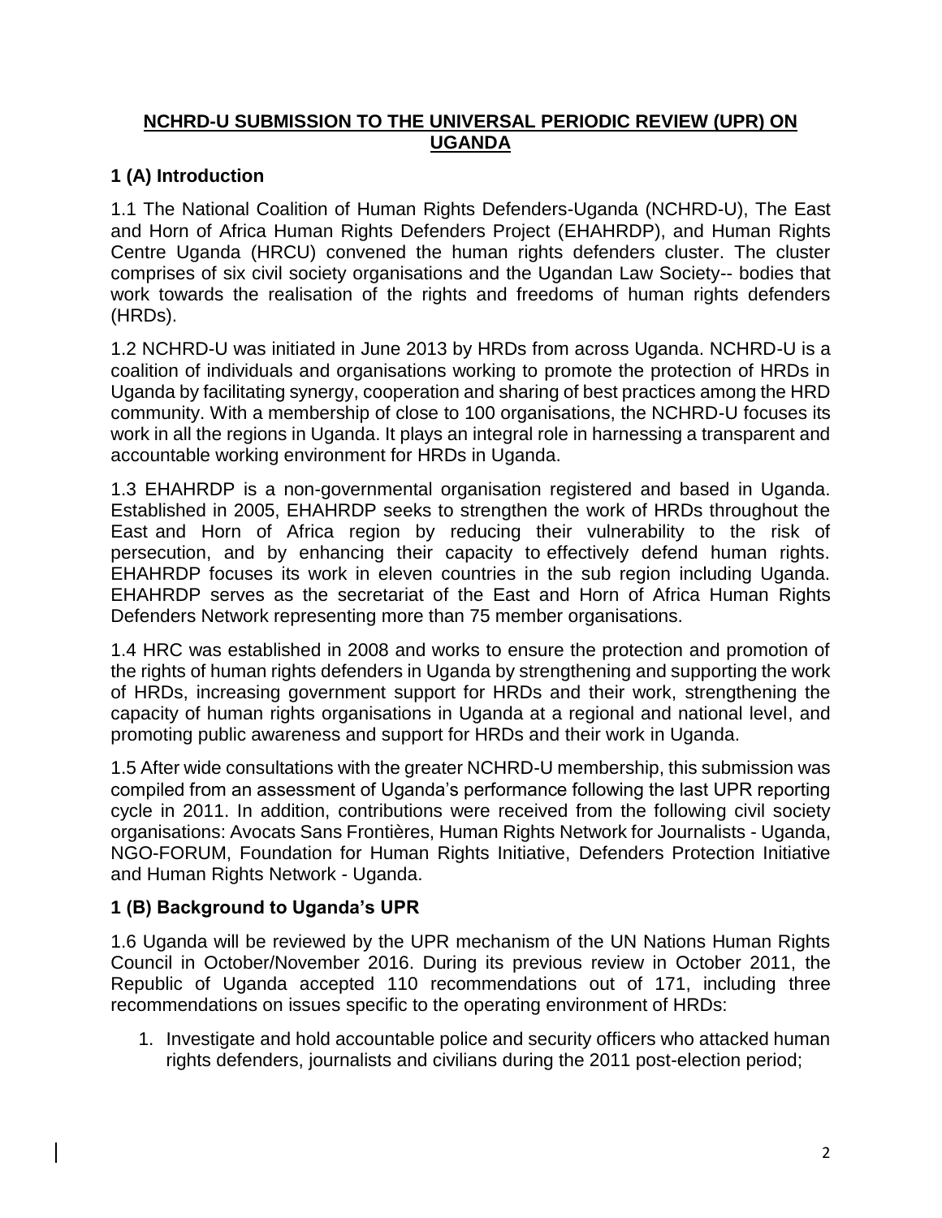## NCHRD-U SUBMISSION TO THE UNIVERSAL PERIODIC REVIEW (UPR) ON UGANDA

### 1 (A) Introduction

1.1 The National Coalition of Human Rights Defenders-Uganda (NCHRD-U), The East and Horn of Africa Human Rights Defenders Project (EHAHRDP), and Human Rights Centre Uganda (HRCU) convened the human rights defenders cluster. The cluster comprises of six civil society organisations and the Ugandan Law Society-- bodies that work towards the realisation of the rights and freedoms of human rights defenders (HRDs).

1.2 NCHRD-U was initiated in June 2013 by HRDs from across Uganda. NCHRD-U is a coalition of individuals and organisations working to promote the protection of HRDs in Uganda by facilitating synergy, cooperation and sharing of best practices among the HRD community. With a membership of close to 100 organisations, the NCHRD-U focuses its work in all the regions in Uganda. It plays an integral role in harnessing a transparent and accountable working environment for HRDs in Uganda.

1.3 EHAHRDP is a non-governmental organisation registered and based in Uganda. Established in 2005, EHAHRDP seeks to strengthen the work of HRDs throughout the East and Horn of Africa region by reducing their vulnerability to the risk of persecution, and by enhancing their capacity to effectively defend human rights. EHAHRDP focuses its work in eleven countries in the sub region including Uganda. EHAHRDP serves as the secretariat of the East and Horn of Africa Human Rights Defenders Network representing more than 75 member organisations.

1.4 HRC was established in 2008 and works to ensure the protection and promotion of the rights of human rights defenders in Uganda by strengthening and supporting the work of HRDs, increasing government support for HRDs and their work, strengthening the capacity of human rights organisations in Uganda at a regional and national level, and promoting public awareness and support for HRDs and their work in Uganda.

1.5 After wide consultations with the greater NCHRD-U membership, this submission was compiled from an assessment of Uganda's performance following the last UPR reporting cycle in 2011. In addition, contributions were received from the following civil society organisations: Avocats Sans Frontières, Human Rights Network for Journalists - Uganda, NGO-FORUM, Foundation for Human Rights Initiative, Defenders Protection Initiative and Human Rights Network - Uganda.

### 1 (B) Background to Uganda's UPR

1.6 Uganda will be reviewed by the UPR mechanism of the UN Nations Human Rights Council in October/November 2016. During its previous review in October 2011, the Republic of Uganda accepted 110 recommendations out of 171, including three recommendations on issues specific to the operating environment of HRDs:

1. Investigate and hold accountable police and security officers who attacked human rights defenders, journalists and civilians during the 2011 post-election period;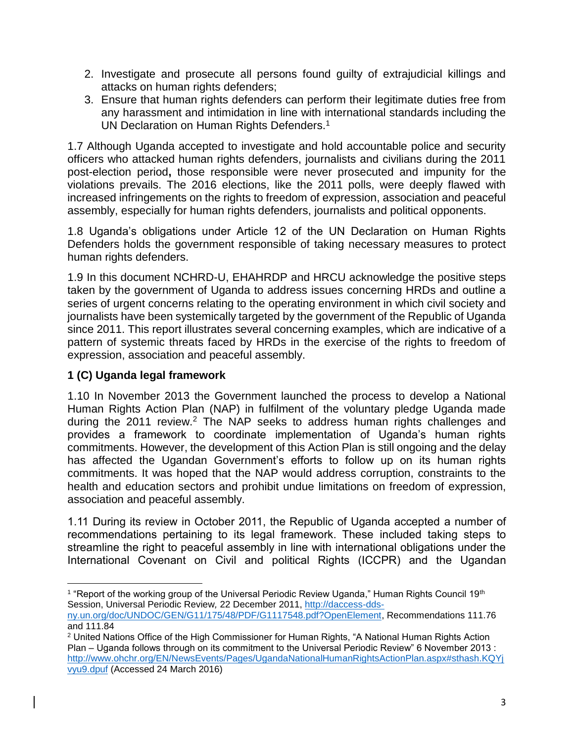2. Investigate and prosecute all persons found guilty of extrajudicial killings and attacks on human rights defenders;
3. Ensure that human rights defenders can perform their legitimate duties free from any harassment and intimidation in line with international standards including the UN Declaration on Human Rights Defenders.[1]

1.7 Although Uganda accepted to investigate and hold accountable police and security officers who attacked human rights defenders, journalists and civilians during the 2011 post-election period**,** those responsible were never prosecuted and impunity for the violations prevails. The 2016 elections, like the 2011 polls, were deeply flawed with increased infringements on the rights to freedom of expression, association and peaceful assembly, especially for human rights defenders, journalists and political opponents.

1.8 Uganda's obligations under Article 12 of the UN Declaration on Human Rights Defenders holds the government responsible of taking necessary measures to protect human rights defenders.

1.9 In this document NCHRD-U, EHAHRDP and HRCU acknowledge the positive steps taken by the government of Uganda to address issues concerning HRDs and outline a series of urgent concerns relating to the operating environment in which civil society and journalists have been systemically targeted by the government of the Republic of Uganda since 2011. This report illustrates several concerning examples, which are indicative of a pattern of systemic threats faced by HRDs in the exercise of the rights to freedom of expression, association and peaceful assembly.

### 1 (C) Uganda legal framework

1.10 In November 2013 the Government launched the process to develop a National Human Rights Action Plan (NAP) in fulfilment of the voluntary pledge Uganda made during the 2011 review.[2] The NAP seeks to address human rights challenges and provides a framework to coordinate implementation of Uganda's human rights commitments. However, the development of this Action Plan is still ongoing and the delay has affected the Ugandan Government's efforts to follow up on its human rights commitments. It was hoped that the NAP would address corruption, constraints to the health and education sectors and prohibit undue limitations on freedom of expression, association and peaceful assembly.

1.11 During its review in October 2011, the Republic of Uganda accepted a number of recommendations pertaining to its legal framework. These included taking steps to streamline the right to peaceful assembly in line with international obligations under the International Covenant on Civil and political Rights (ICCPR) and the Ugandan

---

[1] "Report of the working group of the Universal Periodic Review Uganda," Human Rights Council 19th Session, Universal Periodic Review*,* 22 December 2011, http://daccess-dds-ny.un.org/doc/UNDOC/GEN/G11/175/48/PDF/G1117548.pdf?OpenElement, Recommendations 111.76 and 111.84

[2] United Nations Office of the High Commissioner for Human Rights, "A National Human Rights Action Plan – Uganda follows through on its commitment to the Universal Periodic Review" 6 November 2013 : http://www.ohchr.org/EN/NewsEvents/Pages/UgandaNationalHumanRightsActionPlan.aspx#sthash.KQYjvyu9.dpuf (Accessed 24 March 2016)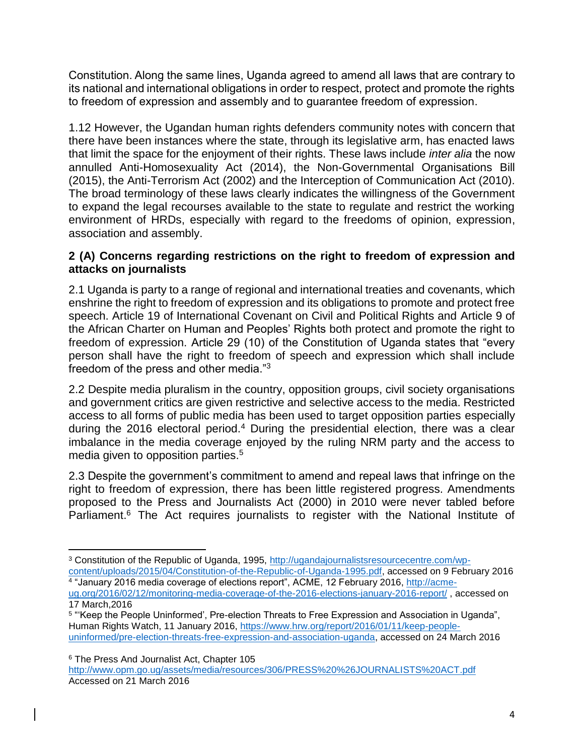Constitution. Along the same lines, Uganda agreed to amend all laws that are contrary to its national and international obligations in order to respect, protect and promote the rights to freedom of expression and assembly and to guarantee freedom of expression.

1.12 However, the Ugandan human rights defenders community notes with concern that there have been instances where the state, through its legislative arm, has enacted laws that limit the space for the enjoyment of their rights. These laws include *inter alia* the now annulled Anti-Homosexuality Act (2014), the Non-Governmental Organisations Bill (2015), the Anti-Terrorism Act (2002) and the Interception of Communication Act (2010). The broad terminology of these laws clearly indicates the willingness of the Government to expand the legal recourses available to the state to regulate and restrict the working environment of HRDs, especially with regard to the freedoms of opinion, expression, association and assembly.

**2 (A) Concerns regarding restrictions on the right to freedom of expression and attacks on journalists**

2.1 Uganda is party to a range of regional and international treaties and covenants, which enshrine the right to freedom of expression and its obligations to promote and protect free speech. Article 19 of International Covenant on Civil and Political Rights and Article 9 of the African Charter on Human and Peoples' Rights both protect and promote the right to freedom of expression. Article 29 (10) of the Constitution of Uganda states that "every person shall have the right to freedom of speech and expression which shall include freedom of the press and other media."[3]

2.2 Despite media pluralism in the country, opposition groups, civil society organisations and government critics are given restrictive and selective access to the media. Restricted access to all forms of public media has been used to target opposition parties especially during the 2016 electoral period.[4] During the presidential election, there was a clear imbalance in the media coverage enjoyed by the ruling NRM party and the access to media given to opposition parties.[5]

2.3 Despite the government's commitment to amend and repeal laws that infringe on the right to freedom of expression, there has been little registered progress. Amendments proposed to the Press and Journalists Act (2000) in 2010 were never tabled before Parliament.[6] The Act requires journalists to register with the National Institute of

---

[3] Constitution of the Republic of Uganda, 1995, http://ugandajournalistsresourcecentre.com/wp-content/uploads/2015/04/Constitution-of-the-Republic-of-Uganda-1995.pdf, accessed on 9 February 2016

[4] "January 2016 media coverage of elections report", ACME, 12 February 2016, http://acme-ug.org/2016/02/12/monitoring-media-coverage-of-the-2016-elections-january-2016-report/ , accessed on 17 March,2016

[5] "'Keep the People Uninformed', Pre-election Threats to Free Expression and Association in Uganda", Human Rights Watch, 11 January 2016, https://www.hrw.org/report/2016/01/11/keep-people-uninformed/pre-election-threats-free-expression-and-association-uganda, accessed on 24 March 2016

[6] The Press And Journalist Act, Chapter 105 http://www.opm.go.ug/assets/media/resources/306/PRESS%20%26JOURNALISTS%20ACT.pdf Accessed on 21 March 2016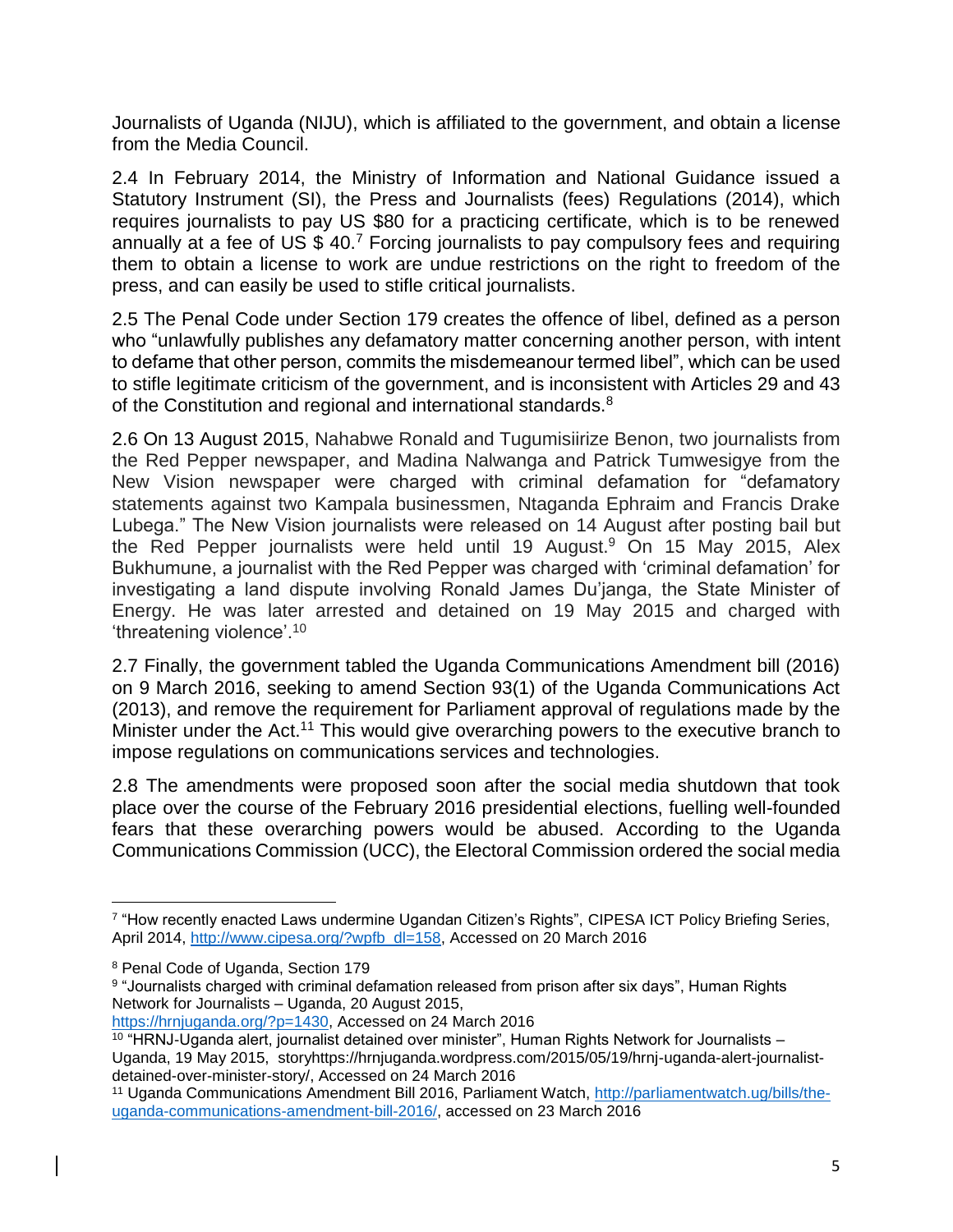Journalists of Uganda (NIJU), which is affiliated to the government, and obtain a license from the Media Council.

2.4 In February 2014, the Ministry of Information and National Guidance issued a Statutory Instrument (SI), the Press and Journalists (fees) Regulations (2014), which requires journalists to pay US $80 for a practicing certificate, which is to be renewed annually at a fee of US $ 40.[7] Forcing journalists to pay compulsory fees and requiring them to obtain a license to work are undue restrictions on the right to freedom of the press, and can easily be used to stifle critical journalists.

2.5 The Penal Code under Section 179 creates the offence of libel, defined as a person who "unlawfully publishes any defamatory matter concerning another person, with intent to defame that other person, commits the misdemeanour termed libel", which can be used to stifle legitimate criticism of the government, and is inconsistent with Articles 29 and 43 of the Constitution and regional and international standards.[8]

2.6 On 13 August 2015, Nahabwe Ronald and Tugumisiirize Benon, two journalists from the Red Pepper newspaper, and Madina Nalwanga and Patrick Tumwesigye from the New Vision newspaper were charged with criminal defamation for "defamatory statements against two Kampala businessmen, Ntaganda Ephraim and Francis Drake Lubega." The New Vision journalists were released on 14 August after posting bail but the Red Pepper journalists were held until 19 August.[9] On 15 May 2015, Alex Bukhumune, a journalist with the Red Pepper was charged with 'criminal defamation' for investigating a land dispute involving Ronald James Du'janga, the State Minister of Energy. He was later arrested and detained on 19 May 2015 and charged with 'threatening violence'.[10]

2.7 Finally, the government tabled the Uganda Communications Amendment bill (2016) on 9 March 2016, seeking to amend Section 93(1) of the Uganda Communications Act (2013), and remove the requirement for Parliament approval of regulations made by the Minister under the Act.[11] This would give overarching powers to the executive branch to impose regulations on communications services and technologies.

2.8 The amendments were proposed soon after the social media shutdown that took place over the course of the February 2016 presidential elections, fuelling well-founded fears that these overarching powers would be abused. According to the Uganda Communications Commission (UCC), the Electoral Commission ordered the social media

---

[7] "How recently enacted Laws undermine Ugandan Citizen's Rights", CIPESA ICT Policy Briefing Series, April 2014, http://www.cipesa.org/?wpfb_dl=158, Accessed on 20 March 2016

[8] Penal Code of Uganda, Section 179

[9] "Journalists charged with criminal defamation released from prison after six days", Human Rights Network for Journalists – Uganda, 20 August 2015, https://hrnjuganda.org/?p=1430, Accessed on 24 March 2016

[10] "HRNJ-Uganda alert, journalist detained over minister", Human Rights Network for Journalists – Uganda, 19 May 2015, storyhttps://hrnjuganda.wordpress.com/2015/05/19/hrnj-uganda-alert-journalist-detained-over-minister-story/, Accessed on 24 March 2016

[11] Uganda Communications Amendment Bill 2016, Parliament Watch, http://parliamentwatch.ug/bills/the-uganda-communications-amendment-bill-2016/, accessed on 23 March 2016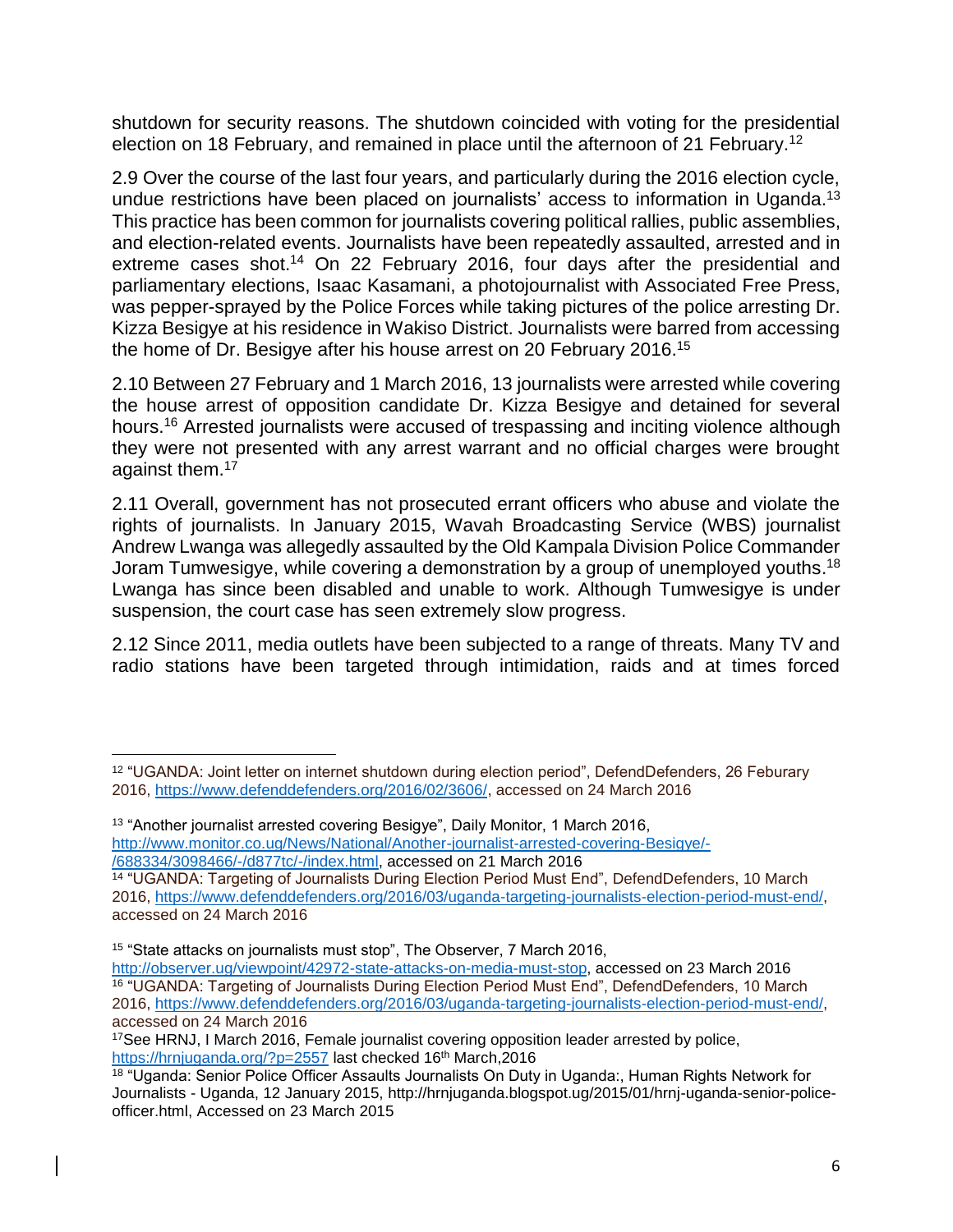shutdown for security reasons. The shutdown coincided with voting for the presidential election on 18 February, and remained in place until the afternoon of 21 February.[12]

2.9 Over the course of the last four years, and particularly during the 2016 election cycle, undue restrictions have been placed on journalists' access to information in Uganda.[13] This practice has been common for journalists covering political rallies, public assemblies, and election-related events. Journalists have been repeatedly assaulted, arrested and in extreme cases shot.[14] On 22 February 2016, four days after the presidential and parliamentary elections, Isaac Kasamani, a photojournalist with Associated Free Press, was pepper-sprayed by the Police Forces while taking pictures of the police arresting Dr. Kizza Besigye at his residence in Wakiso District. Journalists were barred from accessing the home of Dr. Besigye after his house arrest on 20 February 2016.[15]

2.10 Between 27 February and 1 March 2016, 13 journalists were arrested while covering the house arrest of opposition candidate Dr. Kizza Besigye and detained for several hours.[16] Arrested journalists were accused of trespassing and inciting violence although they were not presented with any arrest warrant and no official charges were brought against them.[17]

2.11 Overall, government has not prosecuted errant officers who abuse and violate the rights of journalists. In January 2015, Wavah Broadcasting Service (WBS) journalist Andrew Lwanga was allegedly assaulted by the Old Kampala Division Police Commander Joram Tumwesigye, while covering a demonstration by a group of unemployed youths.[18] Lwanga has since been disabled and unable to work. Although Tumwesigye is under suspension, the court case has seen extremely slow progress.

2.12 Since 2011, media outlets have been subjected to a range of threats. Many TV and radio stations have been targeted through intimidation, raids and at times forced

---

[12] "UGANDA: Joint letter on internet shutdown during election period", DefendDefenders, 26 Feburary 2016, https://www.defenddefenders.org/2016/02/3606/, accessed on 24 March 2016

[13] "Another journalist arrested covering Besigye", Daily Monitor, 1 March 2016, http://www.monitor.co.ug/News/National/Another-journalist-arrested-covering-Besigye/-/688334/3098466/-/d877tc/-/index.html, accessed on 21 March 2016

[14] "UGANDA: Targeting of Journalists During Election Period Must End", DefendDefenders, 10 March 2016, https://www.defenddefenders.org/2016/03/uganda-targeting-journalists-election-period-must-end/, accessed on 24 March 2016

[15] "State attacks on journalists must stop", The Observer, 7 March 2016, http://observer.ug/viewpoint/42972-state-attacks-on-media-must-stop, accessed on 23 March 2016

[16] "UGANDA: Targeting of Journalists During Election Period Must End", DefendDefenders, 10 March 2016, https://www.defenddefenders.org/2016/03/uganda-targeting-journalists-election-period-must-end/, accessed on 24 March 2016

[17] See HRNJ, I March 2016, Female journalist covering opposition leader arrested by police, https://hrnjuganda.org/?p=2557 last checked 16th March,2016

[18] "Uganda: Senior Police Officer Assaults Journalists On Duty in Uganda:, Human Rights Network for Journalists - Uganda, 12 January 2015, http://hrnjuganda.blogspot.ug/2015/01/hrnj-uganda-senior-police-officer.html, Accessed on 23 March 2015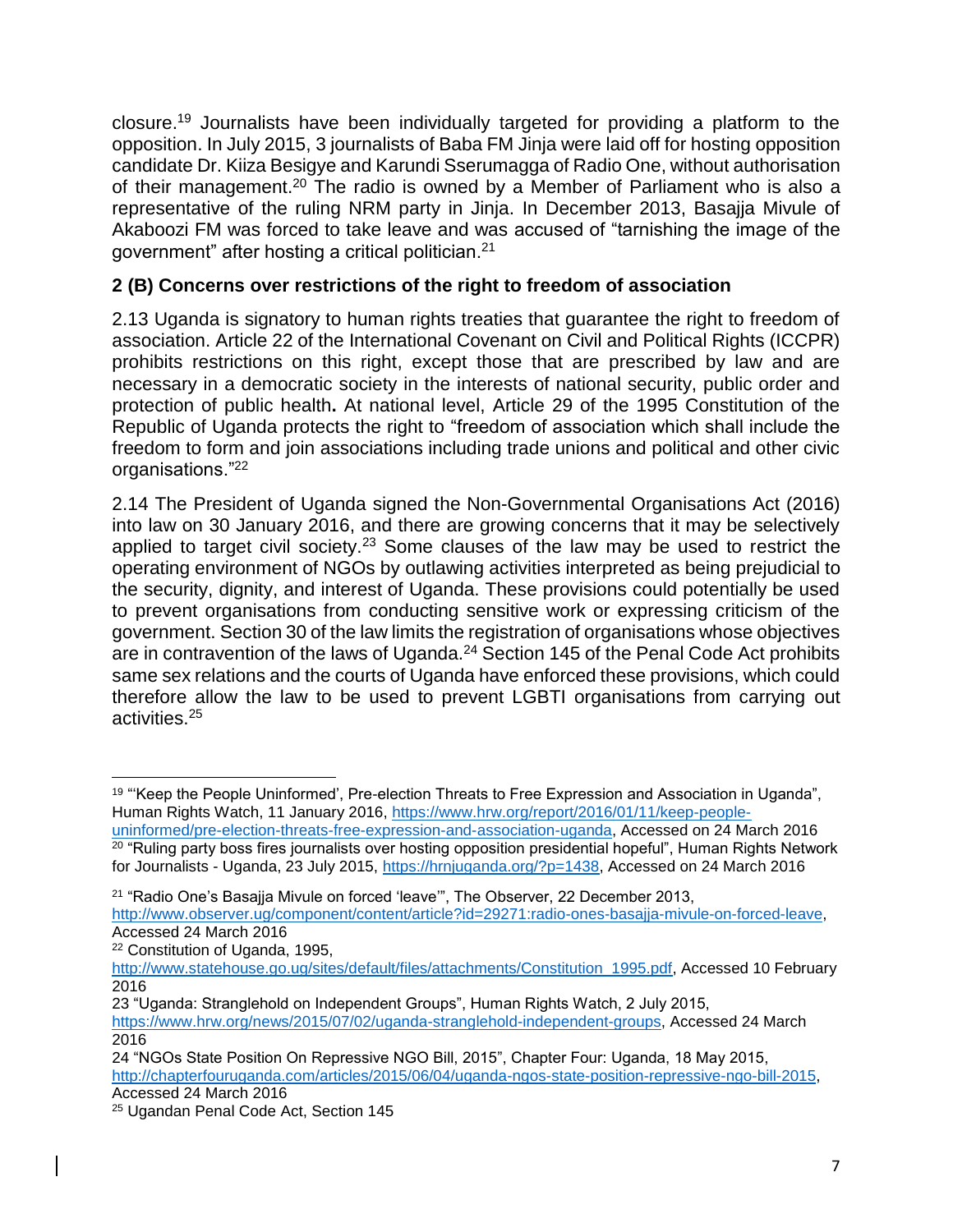closure.[19] Journalists have been individually targeted for providing a platform to the opposition. In July 2015, 3 journalists of Baba FM Jinja were laid off for hosting opposition candidate Dr. Kiiza Besigye and Karundi Sserumagga of Radio One, without authorisation of their management.[20] The radio is owned by a Member of Parliament who is also a representative of the ruling NRM party in Jinja. In December 2013, Basajja Mivule of Akaboozi FM was forced to take leave and was accused of "tarnishing the image of the government" after hosting a critical politician.[21]

### 2 (B) Concerns over restrictions of the right to freedom of association

2.13 Uganda is signatory to human rights treaties that guarantee the right to freedom of association. Article 22 of the International Covenant on Civil and Political Rights (ICCPR) prohibits restrictions on this right, except those that are prescribed by law and are necessary in a democratic society in the interests of national security, public order and protection of public health**.** At national level, Article 29 of the 1995 Constitution of the Republic of Uganda protects the right to "freedom of association which shall include the freedom to form and join associations including trade unions and political and other civic organisations."[22]

2.14 The President of Uganda signed the Non-Governmental Organisations Act (2016) into law on 30 January 2016, and there are growing concerns that it may be selectively applied to target civil society.[23] Some clauses of the law may be used to restrict the operating environment of NGOs by outlawing activities interpreted as being prejudicial to the security, dignity, and interest of Uganda. These provisions could potentially be used to prevent organisations from conducting sensitive work or expressing criticism of the government. Section 30 of the law limits the registration of organisations whose objectives are in contravention of the laws of Uganda.[24] Section 145 of the Penal Code Act prohibits same sex relations and the courts of Uganda have enforced these provisions, which could therefore allow the law to be used to prevent LGBTI organisations from carrying out activities.[25]

---

[19] "'Keep the People Uninformed', Pre-election Threats to Free Expression and Association in Uganda", Human Rights Watch, 11 January 2016, https://www.hrw.org/report/2016/01/11/keep-people-uninformed/pre-election-threats-free-expression-and-association-uganda, Accessed on 24 March 2016

[20] "Ruling party boss fires journalists over hosting opposition presidential hopeful", Human Rights Network for Journalists - Uganda, 23 July 2015, https://hrnjuganda.org/?p=1438, Accessed on 24 March 2016

[21] "Radio One's Basajja Mivule on forced 'leave'", The Observer, 22 December 2013, http://www.observer.ug/component/content/article?id=29271:radio-ones-basajja-mivule-on-forced-leave, Accessed 24 March 2016

[22] Constitution of Uganda, 1995, http://www.statehouse.go.ug/sites/default/files/attachments/Constitution_1995.pdf, Accessed 10 February 2016

[23] "Uganda: Stranglehold on Independent Groups", Human Rights Watch, 2 July 2015, https://www.hrw.org/news/2015/07/02/uganda-stranglehold-independent-groups, Accessed 24 March 2016

[24] "NGOs State Position On Repressive NGO Bill, 2015", Chapter Four: Uganda, 18 May 2015, http://chapterfouruganda.com/articles/2015/06/04/uganda-ngos-state-position-repressive-ngo-bill-2015, Accessed 24 March 2016

[25] Ugandan Penal Code Act, Section 145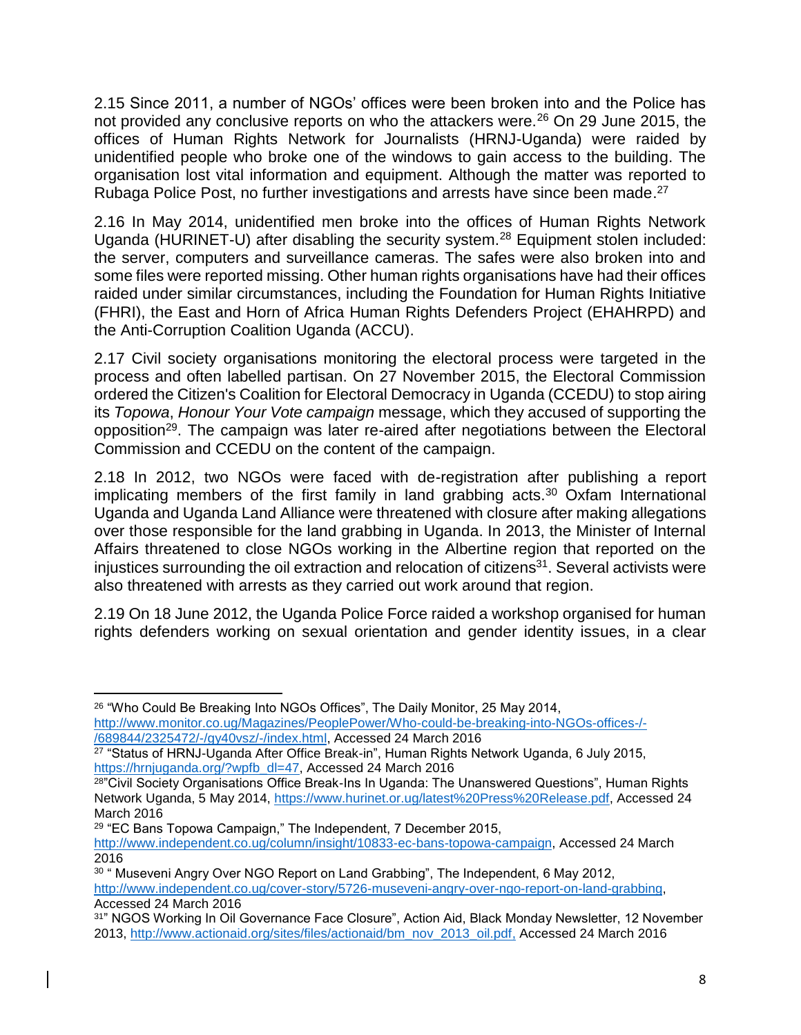2.15 Since 2011, a number of NGOs' offices were been broken into and the Police has not provided any conclusive reports on who the attackers were.[26] On 29 June 2015, the offices of Human Rights Network for Journalists (HRNJ-Uganda) were raided by unidentified people who broke one of the windows to gain access to the building. The organisation lost vital information and equipment. Although the matter was reported to Rubaga Police Post, no further investigations and arrests have since been made.[27]

2.16 In May 2014, unidentified men broke into the offices of Human Rights Network Uganda (HURINET-U) after disabling the security system.[28] Equipment stolen included: the server, computers and surveillance cameras. The safes were also broken into and some files were reported missing. Other human rights organisations have had their offices raided under similar circumstances, including the Foundation for Human Rights Initiative (FHRI), the East and Horn of Africa Human Rights Defenders Project (EHAHRPD) and the Anti-Corruption Coalition Uganda (ACCU).

2.17 Civil society organisations monitoring the electoral process were targeted in the process and often labelled partisan. On 27 November 2015, the Electoral Commission ordered the Citizen's Coalition for Electoral Democracy in Uganda (CCEDU) to stop airing its *Topowa*, *Honour Your Vote campaign* message, which they accused of supporting the opposition[29]. The campaign was later re-aired after negotiations between the Electoral Commission and CCEDU on the content of the campaign.

2.18 In 2012, two NGOs were faced with de-registration after publishing a report implicating members of the first family in land grabbing acts.[30] Oxfam International Uganda and Uganda Land Alliance were threatened with closure after making allegations over those responsible for the land grabbing in Uganda. In 2013, the Minister of Internal Affairs threatened to close NGOs working in the Albertine region that reported on the injustices surrounding the oil extraction and relocation of citizens[31]. Several activists were also threatened with arrests as they carried out work around that region.

2.19 On 18 June 2012, the Uganda Police Force raided a workshop organised for human rights defenders working on sexual orientation and gender identity issues, in a clear

---

[26] "Who Could Be Breaking Into NGOs Offices", The Daily Monitor, 25 May 2014, http://www.monitor.co.ug/Magazines/PeoplePower/Who-could-be-breaking-into-NGOs-offices-/-/689844/2325472/-/qy40vsz/-/index.html, Accessed 24 March 2016

[27] "Status of HRNJ-Uganda After Office Break-in", Human Rights Network Uganda, 6 July 2015, https://hrnjuganda.org/?wpfb_dl=47, Accessed 24 March 2016

[28] "Civil Society Organisations Office Break-Ins In Uganda: The Unanswered Questions", Human Rights Network Uganda, 5 May 2014, https://www.hurinet.or.ug/latest%20Press%20Release.pdf, Accessed 24 March 2016

[29] "EC Bans Topowa Campaign," The Independent, 7 December 2015, http://www.independent.co.ug/column/insight/10833-ec-bans-topowa-campaign, Accessed 24 March 2016

[30] " Museveni Angry Over NGO Report on Land Grabbing", The Independent, 6 May 2012, http://www.independent.co.ug/cover-story/5726-museveni-angry-over-ngo-report-on-land-grabbing, Accessed 24 March 2016

[31] " NGOS Working In Oil Governance Face Closure", Action Aid, Black Monday Newsletter, 12 November 2013, http://www.actionaid.org/sites/files/actionaid/bm_nov_2013_oil.pdf, Accessed 24 March 2016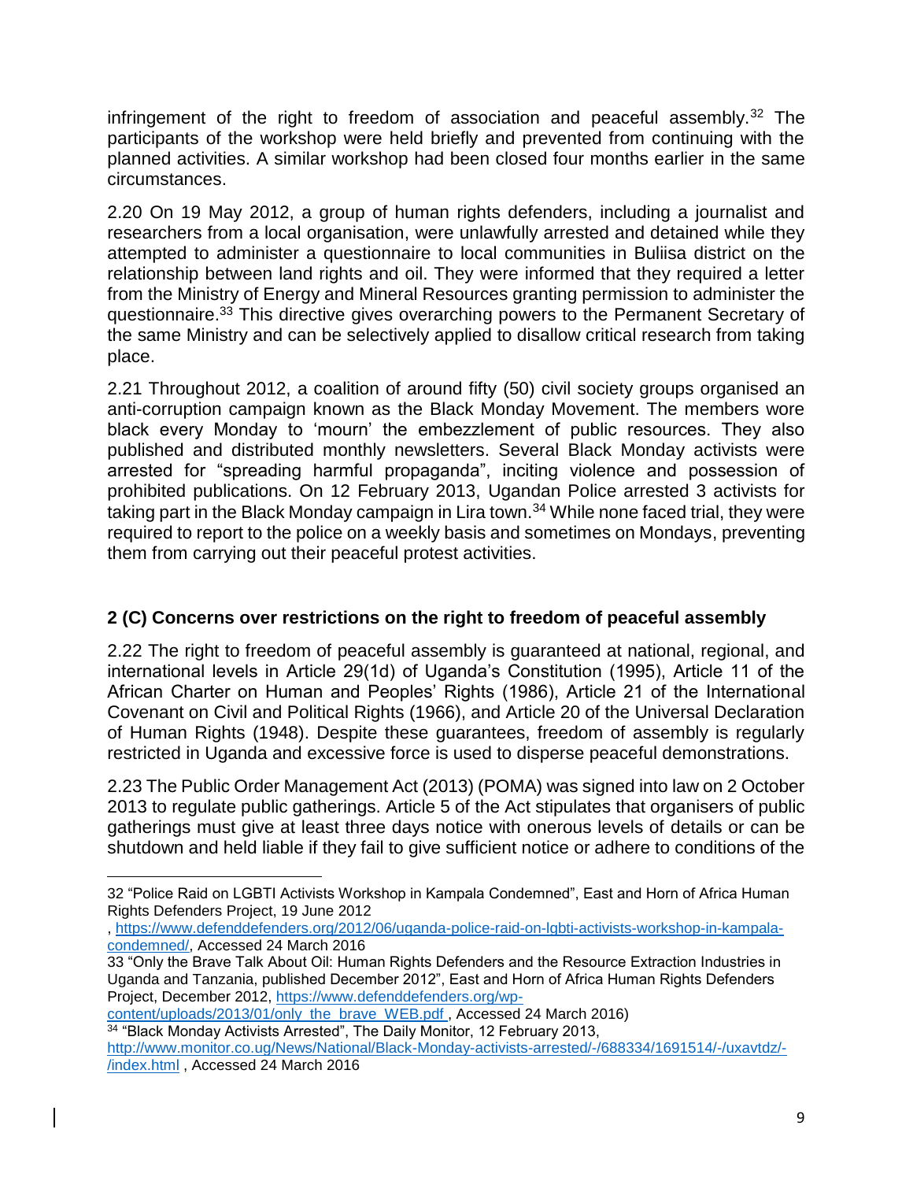infringement of the right to freedom of association and peaceful assembly.[32] The participants of the workshop were held briefly and prevented from continuing with the planned activities. A similar workshop had been closed four months earlier in the same circumstances.

2.20 On 19 May 2012, a group of human rights defenders, including a journalist and researchers from a local organisation, were unlawfully arrested and detained while they attempted to administer a questionnaire to local communities in Buliisa district on the relationship between land rights and oil. They were informed that they required a letter from the Ministry of Energy and Mineral Resources granting permission to administer the questionnaire.[33] This directive gives overarching powers to the Permanent Secretary of the same Ministry and can be selectively applied to disallow critical research from taking place.

2.21 Throughout 2012, a coalition of around fifty (50) civil society groups organised an anti-corruption campaign known as the Black Monday Movement. The members wore black every Monday to 'mourn' the embezzlement of public resources. They also published and distributed monthly newsletters. Several Black Monday activists were arrested for "spreading harmful propaganda", inciting violence and possession of prohibited publications. On 12 February 2013, Ugandan Police arrested 3 activists for taking part in the Black Monday campaign in Lira town.[34] While none faced trial, they were required to report to the police on a weekly basis and sometimes on Mondays, preventing them from carrying out their peaceful protest activities.

## 2 (C) Concerns over restrictions on the right to freedom of peaceful assembly

2.22 The right to freedom of peaceful assembly is guaranteed at national, regional, and international levels in Article 29(1d) of Uganda's Constitution (1995), Article 11 of the African Charter on Human and Peoples' Rights (1986), Article 21 of the International Covenant on Civil and Political Rights (1966), and Article 20 of the Universal Declaration of Human Rights (1948). Despite these guarantees, freedom of assembly is regularly restricted in Uganda and excessive force is used to disperse peaceful demonstrations.

2.23 The Public Order Management Act (2013) (POMA) was signed into law on 2 October 2013 to regulate public gatherings. Article 5 of the Act stipulates that organisers of public gatherings must give at least three days notice with onerous levels of details or can be shutdown and held liable if they fail to give sufficient notice or adhere to conditions of the

---

32 "Police Raid on LGBTI Activists Workshop in Kampala Condemned", East and Horn of Africa Human Rights Defenders Project, 19 June 2012 , https://www.defenddefenders.org/2012/06/uganda-police-raid-on-lgbti-activists-workshop-in-kampala-condemned/, Accessed 24 March 2016

33 "Only the Brave Talk About Oil: Human Rights Defenders and the Resource Extraction Industries in Uganda and Tanzania, published December 2012", East and Horn of Africa Human Rights Defenders Project, December 2012, https://www.defenddefenders.org/wp-content/uploads/2013/01/only_the_brave_WEB.pdf , Accessed 24 March 2016)

34 "Black Monday Activists Arrested", The Daily Monitor, 12 February 2013, http://www.monitor.co.ug/News/National/Black-Monday-activists-arrested/-/688334/1691514/-/uxavtdz/-/index.html , Accessed 24 March 2016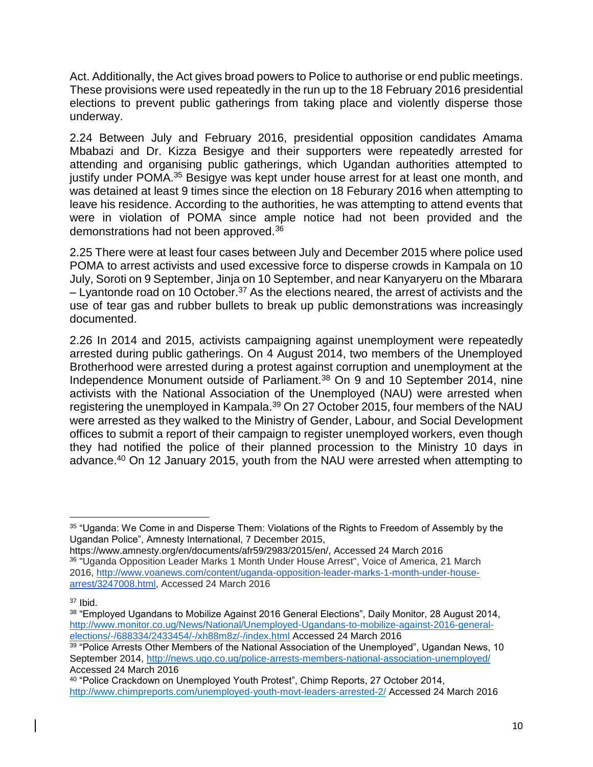Act. Additionally, the Act gives broad powers to Police to authorise or end public meetings. These provisions were used repeatedly in the run up to the 18 February 2016 presidential elections to prevent public gatherings from taking place and violently disperse those underway.

2.24 Between July and February 2016, presidential opposition candidates Amama Mbabazi and Dr. Kizza Besigye and their supporters were repeatedly arrested for attending and organising public gatherings, which Ugandan authorities attempted to justify under POMA.[35] Besigye was kept under house arrest for at least one month, and was detained at least 9 times since the election on 18 Feburary 2016 when attempting to leave his residence. According to the authorities, he was attempting to attend events that were in violation of POMA since ample notice had not been provided and the demonstrations had not been approved.[36]

2.25 There were at least four cases between July and December 2015 where police used POMA to arrest activists and used excessive force to disperse crowds in Kampala on 10 July, Soroti on 9 September, Jinja on 10 September, and near Kanyaryeru on the Mbarara – Lyantonde road on 10 October.[37] As the elections neared, the arrest of activists and the use of tear gas and rubber bullets to break up public demonstrations was increasingly documented.

2.26 In 2014 and 2015, activists campaigning against unemployment were repeatedly arrested during public gatherings. On 4 August 2014, two members of the Unemployed Brotherhood were arrested during a protest against corruption and unemployment at the Independence Monument outside of Parliament.[38] On 9 and 10 September 2014, nine activists with the National Association of the Unemployed (NAU) were arrested when registering the unemployed in Kampala.[39] On 27 October 2015, four members of the NAU were arrested as they walked to the Ministry of Gender, Labour, and Social Development offices to submit a report of their campaign to register unemployed workers, even though they had notified the police of their planned procession to the Ministry 10 days in advance.[40] On 12 January 2015, youth from the NAU were arrested when attempting to

---

[35] "Uganda: We Come in and Disperse Them: Violations of the Rights to Freedom of Assembly by the Ugandan Police", Amnesty International, 7 December 2015, https://www.amnesty.org/en/documents/afr59/2983/2015/en/, Accessed 24 March 2016

[36] "Uganda Opposition Leader Marks 1 Month Under House Arrest", Voice of America, 21 March 2016, http://www.voanews.com/content/uganda-opposition-leader-marks-1-month-under-house-arrest/3247008.html, Accessed 24 March 2016

[37] Ibid.

[38] "Employed Ugandans to Mobilize Against 2016 General Elections", Daily Monitor, 28 August 2014, http://www.monitor.co.ug/News/National/Unemployed-Ugandans-to-mobilize-against-2016-general-elections/-/688334/2433454/-/xh88m8z/-/index.html Accessed 24 March 2016

[39] "Police Arrests Other Members of the National Association of the Unemployed", Ugandan News, 10 September 2014, http://news.ugo.co.ug/police-arrests-members-national-association-unemployed/ Accessed 24 March 2016

[40] "Police Crackdown on Unemployed Youth Protest", Chimp Reports, 27 October 2014, http://www.chimpreports.com/unemployed-youth-movt-leaders-arrested-2/ Accessed 24 March 2016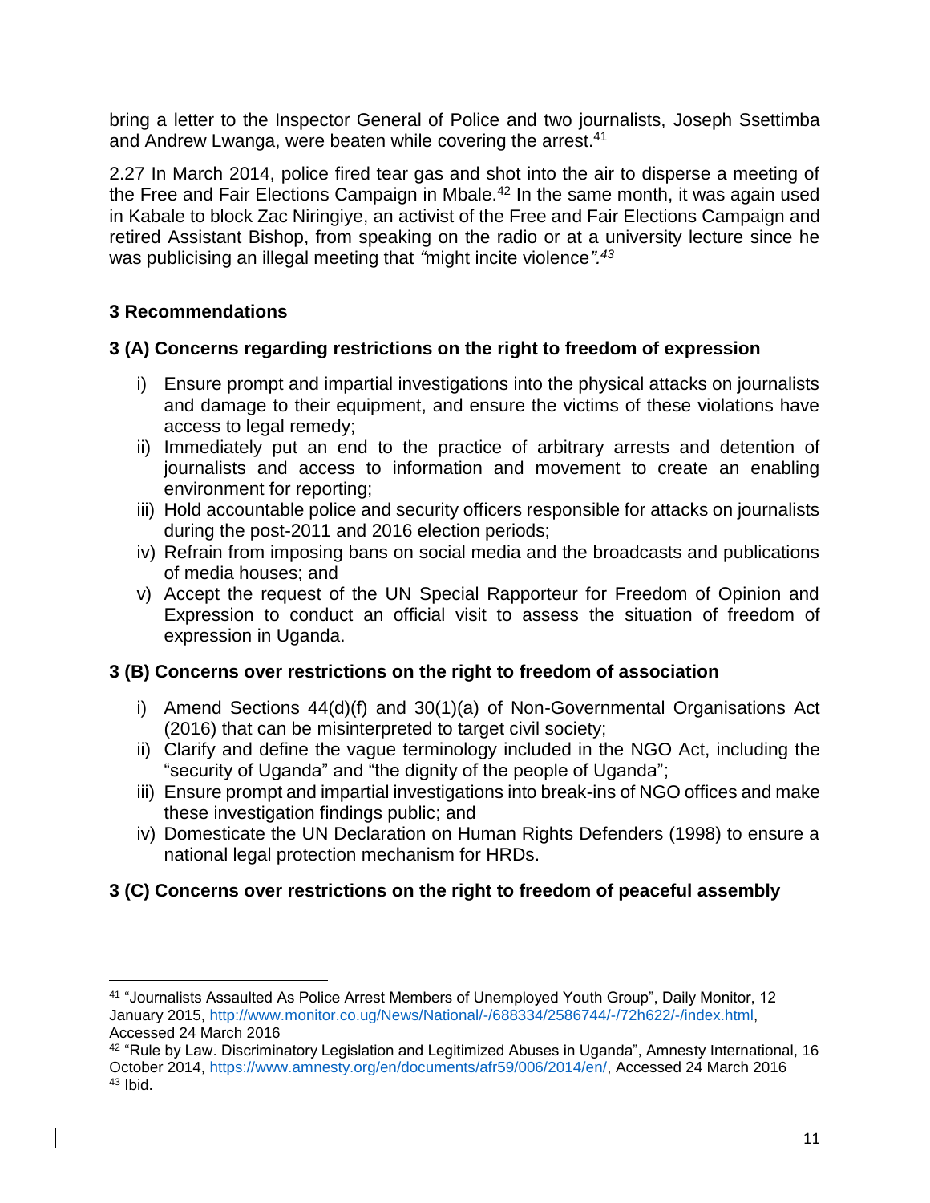bring a letter to the Inspector General of Police and two journalists, Joseph Ssettimba and Andrew Lwanga, were beaten while covering the arrest.[41]

2.27 In March 2014, police fired tear gas and shot into the air to disperse a meeting of the Free and Fair Elections Campaign in Mbale.[42] In the same month, it was again used in Kabale to block Zac Niringiye, an activist of the Free and Fair Elections Campaign and retired Assistant Bishop, from speaking on the radio or at a university lecture since he was publicising an illegal meeting that *"*might incite violence*".[43]*

### 3 Recommendations

### 3 (A) Concerns regarding restrictions on the right to freedom of expression

i) Ensure prompt and impartial investigations into the physical attacks on journalists and damage to their equipment, and ensure the victims of these violations have access to legal remedy;
ii) Immediately put an end to the practice of arbitrary arrests and detention of journalists and access to information and movement to create an enabling environment for reporting;
iii) Hold accountable police and security officers responsible for attacks on journalists during the post-2011 and 2016 election periods;
iv) Refrain from imposing bans on social media and the broadcasts and publications of media houses; and
v) Accept the request of the UN Special Rapporteur for Freedom of Opinion and Expression to conduct an official visit to assess the situation of freedom of expression in Uganda.

### 3 (B) Concerns over restrictions on the right to freedom of association

i) Amend Sections 44(d)(f) and 30(1)(a) of Non-Governmental Organisations Act (2016) that can be misinterpreted to target civil society;
ii) Clarify and define the vague terminology included in the NGO Act, including the "security of Uganda" and "the dignity of the people of Uganda";
iii) Ensure prompt and impartial investigations into break-ins of NGO offices and make these investigation findings public; and
iv) Domesticate the UN Declaration on Human Rights Defenders (1998) to ensure a national legal protection mechanism for HRDs.

### 3 (C) Concerns over restrictions on the right to freedom of peaceful assembly

---

[41] "Journalists Assaulted As Police Arrest Members of Unemployed Youth Group", Daily Monitor, 12 January 2015, http://www.monitor.co.ug/News/National/-/688334/2586744/-/72h622/-/index.html, Accessed 24 March 2016

[42] "Rule by Law. Discriminatory Legislation and Legitimized Abuses in Uganda", Amnesty International, 16 October 2014, https://www.amnesty.org/en/documents/afr59/006/2014/en/, Accessed 24 March 2016

[43] Ibid.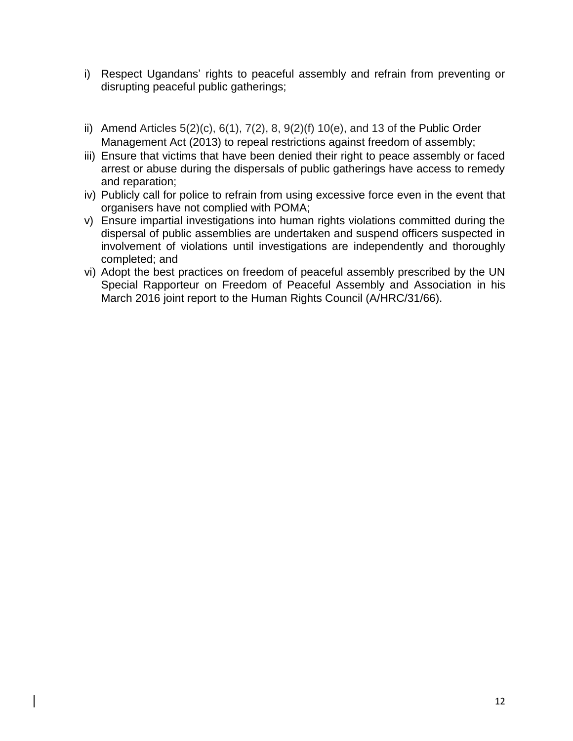i) Respect Ugandans' rights to peaceful assembly and refrain from preventing or disrupting peaceful public gatherings;

ii) Amend Articles 5(2)(c), 6(1), 7(2), 8, 9(2)(f) 10(e), and 13 of the Public Order Management Act (2013) to repeal restrictions against freedom of assembly;
iii) Ensure that victims that have been denied their right to peace assembly or faced arrest or abuse during the dispersals of public gatherings have access to remedy and reparation;
iv) Publicly call for police to refrain from using excessive force even in the event that organisers have not complied with POMA;
v) Ensure impartial investigations into human rights violations committed during the dispersal of public assemblies are undertaken and suspend officers suspected in involvement of violations until investigations are independently and thoroughly completed; and
vi) Adopt the best practices on freedom of peaceful assembly prescribed by the UN Special Rapporteur on Freedom of Peaceful Assembly and Association in his March 2016 joint report to the Human Rights Council (A/HRC/31/66).